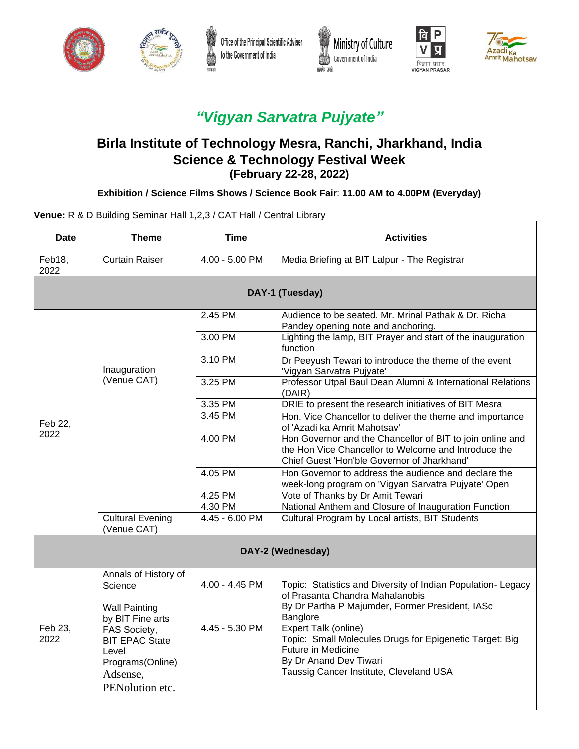## *“Vigyan Sarvatra Pujyate”*

## Birla Institute of Technology Mesra, Ranchi, Jharkhand, India
## Science & Technology Festival Week
### (February 22-28, 2022)

**Exhibition / Science Films Shows / Science Book Fair**: **11.00 AM to 4.00PM (Everyday)**

**Venue:** R & D Building Seminar Hall 1,2,3 / CAT Hall / Central Library

| Date | Theme | Time | Activities |
|---|---|---|---|
| Feb18, 2022 | Curtain Raiser | 4.00 - 5.00 PM | Media Briefing at BIT Lalpur - The Registrar |
| **DAY-1 (Tuesday)** | | | |
| Feb 22, 2022 | Inauguration (Venue CAT) | 2.45 PM | Audience to be seated. Mr. Mrinal Pathak & Dr. Richa Pandey opening note and anchoring. |
| | | 3.00 PM | Lighting the lamp, BIT Prayer and start of the inauguration function |
| | | 3.10 PM | Dr Peeyush Tewari to introduce the theme of the event 'Vigyan Sarvatra Pujyate' |
| | | 3.25 PM | Professor Utpal Baul Dean Alumni & International Relations (DAIR) |
| | | 3.35 PM | DRIE to present the research initiatives of BIT Mesra |
| | | 3.45 PM | Hon. Vice Chancellor to deliver the theme and importance of 'Azadi ka Amrit Mahotsav' |
| | | 4.00 PM | Hon Governor and the Chancellor of BIT to join online and the Hon Vice Chancellor to Welcome and Introduce the Chief Guest 'Hon'ble Governor of Jharkhand' |
| | | 4.05 PM | Hon Governor to address the audience and declare the week-long program on 'Vigyan Sarvatra Pujyate' Open |
| | | 4.25 PM | Vote of Thanks by Dr Amit Tewari |
| | | 4.30 PM | National Anthem and Closure of Inauguration Function |
| | Cultural Evening (Venue CAT) | 4.45 - 6.00 PM | Cultural Program by Local artists, BIT Students |
| **DAY-2 (Wednesday)** | | | |
| Feb 23, 2022 | Annals of History of Science<br><br>Wall Painting by BIT Fine arts FAS Society, BIT EPAC State Level Programs(Online) Adsense, PENolution etc. | 4.00 - 4.45 PM<br><br>4.45 - 5.30 PM | Topic: Statistics and Diversity of Indian Population- Legacy of Prasanta Chandra Mahalanobis<br>By Dr Partha P Majumder, Former President, IASc Banglore<br>Expert Talk (online)<br>Topic: Small Molecules Drugs for Epigenetic Target: Big Future in Medicine<br>By Dr Anand Dev Tiwari<br>Taussig Cancer Institute, Cleveland USA |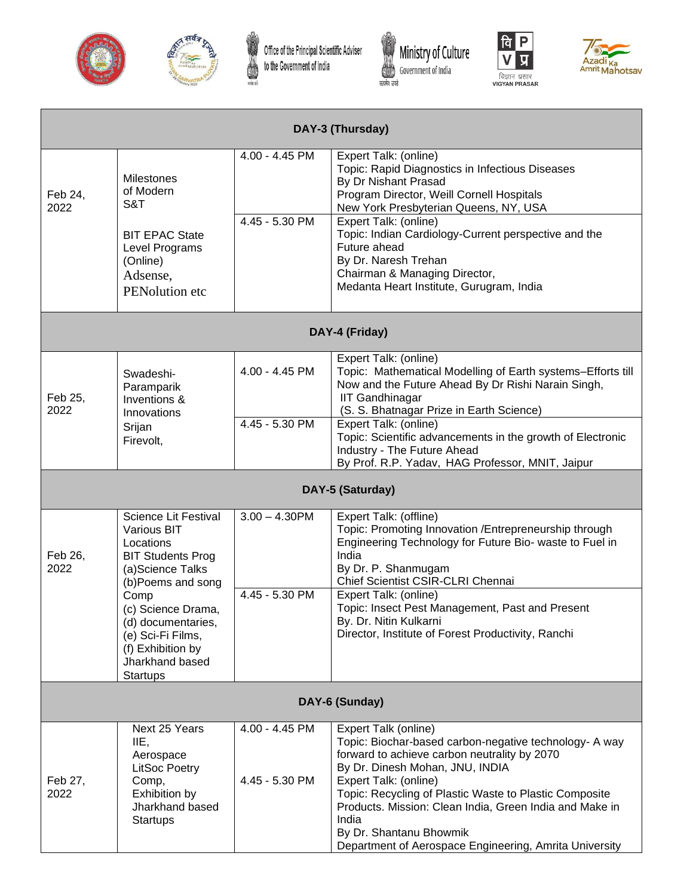| | | | |
|---|---|---|---|
| **DAY-3 (Thursday)** | | | |
| Feb 24, 2022 | Milestones of Modern S&T<br><br>BIT EPAC State Level Programs (Online)<br>Adsense,<br>PENolution etc | 4.00 - 4.45 PM | Expert Talk: (online)<br>Topic: Rapid Diagnostics in Infectious Diseases<br>By Dr Nishant Prasad<br>Program Director, Weill Cornell Hospitals<br>New York Presbyterian Queens, NY, USA |
| | | 4.45 - 5.30 PM | Expert Talk: (online)<br>Topic: Indian Cardiology-Current perspective and the Future ahead<br>By Dr. Naresh Trehan<br>Chairman & Managing Director,<br>Medanta Heart Institute, Gurugram, India |
| **DAY-4 (Friday)** | | | |
| Feb 25, 2022 | Swadeshi-Paramparik Inventions & Innovations<br>Srijan<br>Firevolt, | 4.00 - 4.45 PM | Expert Talk: (online)<br>Topic: Mathematical Modelling of Earth systems–Efforts till Now and the Future Ahead By Dr Rishi Narain Singh, IIT Gandhinagar<br>(S. S. Bhatnagar Prize in Earth Science) |
| | | 4.45 - 5.30 PM | Expert Talk: (online)<br>Topic: Scientific advancements in the growth of Electronic Industry - The Future Ahead<br>By Prof. R.P. Yadav, HAG Professor, MNIT, Jaipur |
| **DAY-5 (Saturday)** | | | |
| Feb 26, 2022 | Science Lit Festival Various BIT Locations<br>BIT Students Prog<br>(a)Science Talks<br>(b)Poems and song Comp<br>(c) Science Drama,<br>(d) documentaries,<br>(e) Sci-Fi Films,<br>(f) Exhibition by Jharkhand based Startups | 3.00 – 4.30PM | Expert Talk: (offline)<br>Topic: Promoting Innovation /Entrepreneurship through Engineering Technology for Future Bio- waste to Fuel in India<br>By Dr. P. Shanmugam<br>Chief Scientist CSIR-CLRI Chennai |
| | | 4.45 - 5.30 PM | Expert Talk: (online)<br>Topic: Insect Pest Management, Past and Present<br>By. Dr. Nitin Kulkarni<br>Director, Institute of Forest Productivity, Ranchi |
| **DAY-6 (Sunday)** | | | |
| Feb 27, 2022 | Next 25 Years<br>IIE,<br>Aerospace<br>LitSoc Poetry Comp,<br>Exhibition by Jharkhand based Startups | 4.00 - 4.45 PM | Expert Talk (online)<br>Topic: Biochar-based carbon-negative technology- A way forward to achieve carbon neutrality by 2070<br>By Dr. Dinesh Mohan, JNU, INDIA |
| | | 4.45 - 5.30 PM | Expert Talk: (online)<br>Topic: Recycling of Plastic Waste to Plastic Composite Products. Mission: Clean India, Green India and Make in India<br>By Dr. Shantanu Bhowmik<br>Department of Aerospace Engineering, Amrita University |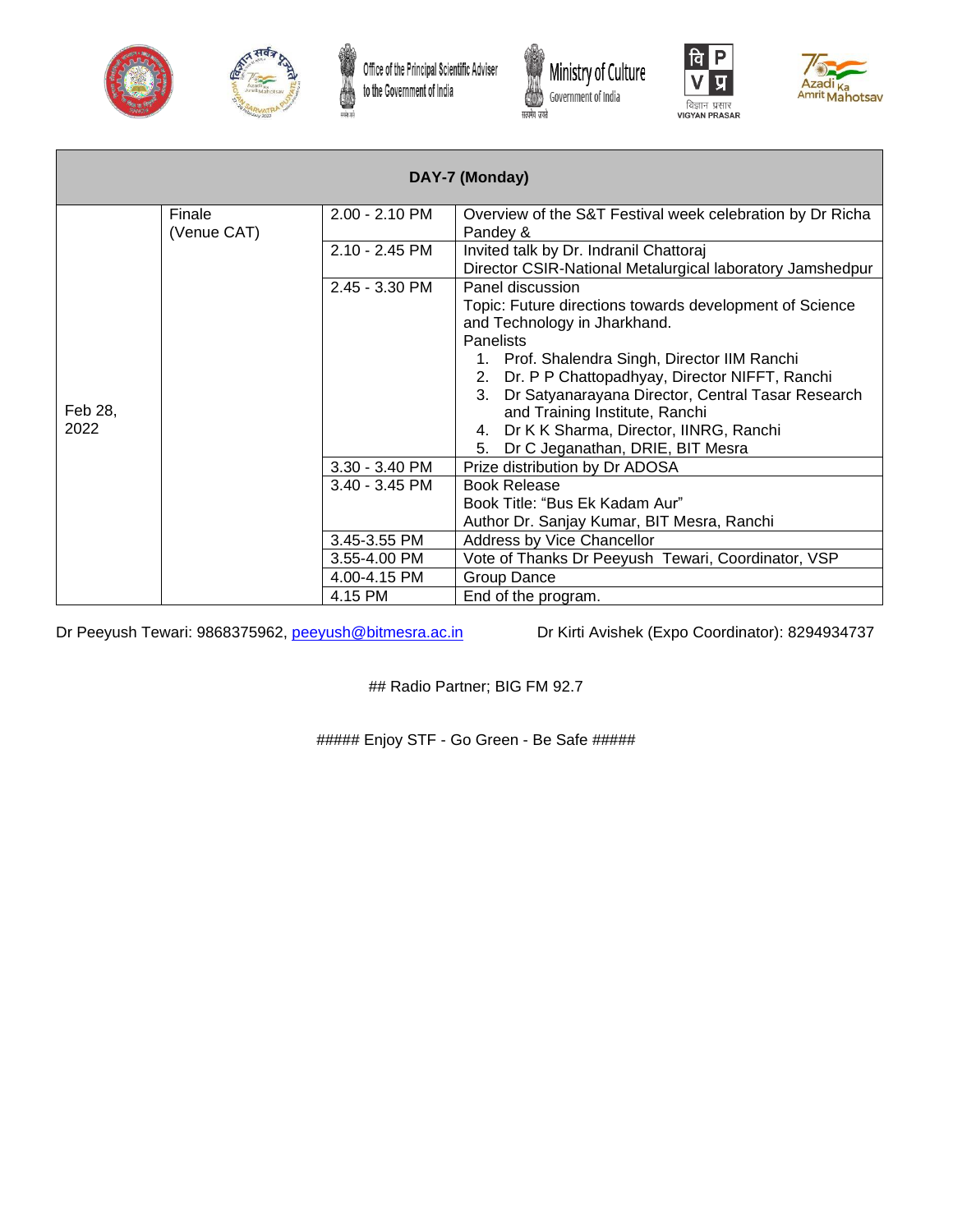| DAY-7 (Monday) | | | |
|---|---|---|---|
| Feb 28, 2022 | Finale (Venue CAT) | 2.00 - 2.10 PM | Overview of the S&T Festival week celebration by Dr Richa Pandey & |
| | | 2.10 - 2.45 PM | Invited talk by Dr. Indranil Chattoraj<br>Director CSIR-National Metalurgical laboratory Jamshedpur |
| | | 2.45 - 3.30 PM | Panel discussion<br>Topic: Future directions towards development of Science and Technology in Jharkhand.<br>Panelists<br>1. Prof. Shalendra Singh, Director IIM Ranchi<br>2. Dr. P P Chattopadhyay, Director NIFFT, Ranchi<br>3. Dr Satyanarayana Director, Central Tasar Research and Training Institute, Ranchi<br>4. Dr K K Sharma, Director, IINRG, Ranchi<br>5. Dr C Jeganathan, DRIE, BIT Mesra |
| | | 3.30 - 3.40 PM | Prize distribution by Dr ADOSA |
| | | 3.40 - 3.45 PM | Book Release<br>Book Title: "Bus Ek Kadam Aur"<br>Author Dr. Sanjay Kumar, BIT Mesra, Ranchi |
| | | 3.45-3.55 PM | Address by Vice Chancellor |
| | | 3.55-4.00 PM | Vote of Thanks Dr Peeyush Tewari, Coordinator, VSP |
| | | 4.00-4.15 PM | Group Dance |
| | | 4.15 PM | End of the program. |

Dr Peeyush Tewari: 9868375962, peeyush@bitmesra.ac.in Dr Kirti Avishek (Expo Coordinator): 8294934737

## Radio Partner; BIG FM 92.7

##### Enjoy STF - Go Green - Be Safe #####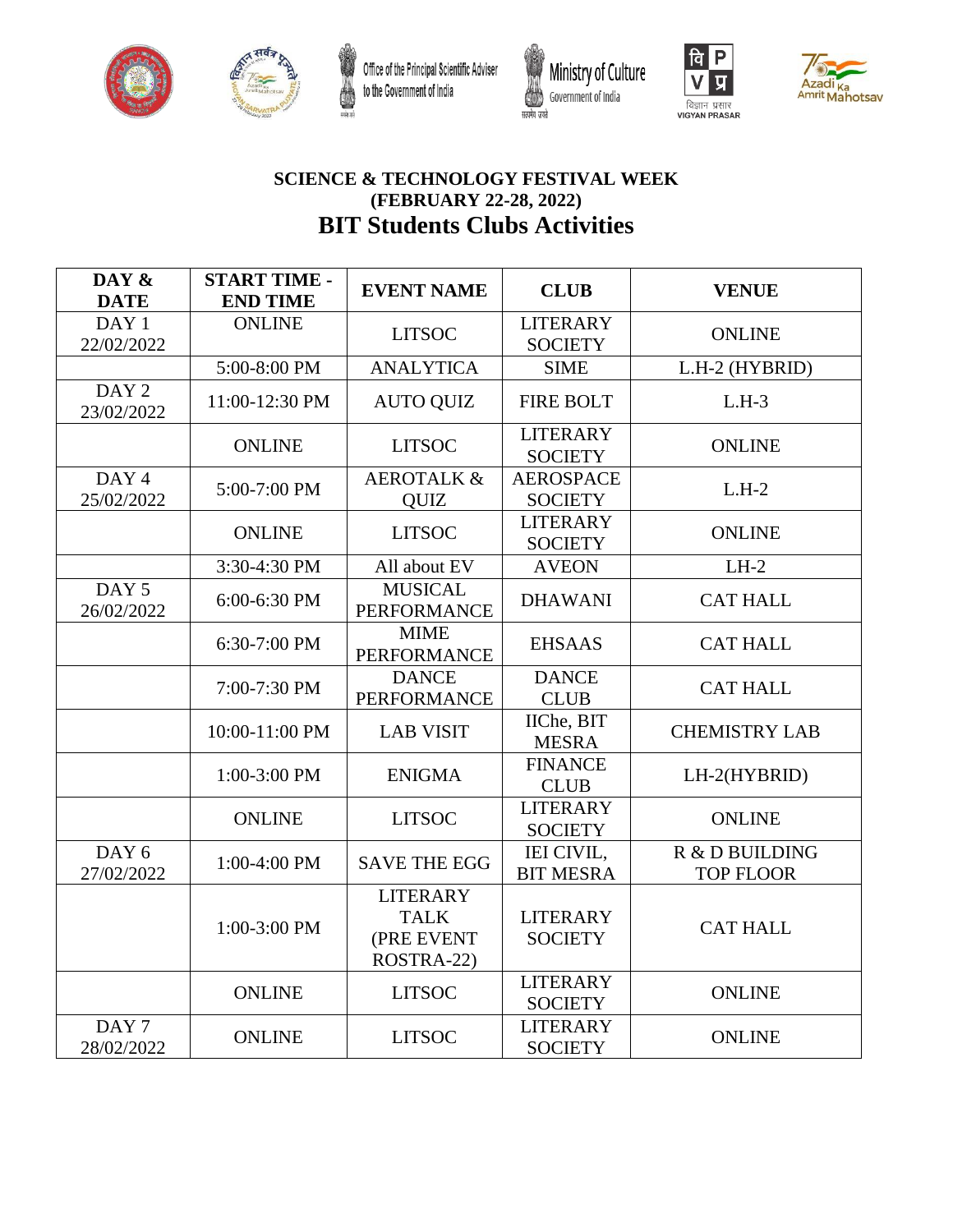**SCIENCE & TECHNOLOGY FESTIVAL WEEK**
**(FEBRUARY 22-28, 2022)**

# BIT Students Clubs Activities

| DAY & DATE | START TIME - END TIME | EVENT NAME | CLUB | VENUE |
|---|---|---|---|---|
| DAY 1 22/02/2022 | ONLINE | LITSOC | LITERARY SOCIETY | ONLINE |
| | 5:00-8:00 PM | ANALYTICA | SIME | L.H-2 (HYBRID) |
| DAY 2 23/02/2022 | 11:00-12:30 PM | AUTO QUIZ | FIRE BOLT | L.H-3 |
| | ONLINE | LITSOC | LITERARY SOCIETY | ONLINE |
| DAY 4 25/02/2022 | 5:00-7:00 PM | AEROTALK & QUIZ | AEROSPACE SOCIETY | L.H-2 |
| | ONLINE | LITSOC | LITERARY SOCIETY | ONLINE |
| | 3:30-4:30 PM | All about EV | AVEON | LH-2 |
| DAY 5 26/02/2022 | 6:00-6:30 PM | MUSICAL PERFORMANCE | DHAWANI | CAT HALL |
| | 6:30-7:00 PM | MIME PERFORMANCE | EHSAAS | CAT HALL |
| | 7:00-7:30 PM | DANCE PERFORMANCE | DANCE CLUB | CAT HALL |
| | 10:00-11:00 PM | LAB VISIT | IIChe, BIT MESRA | CHEMISTRY LAB |
| | 1:00-3:00 PM | ENIGMA | FINANCE CLUB | LH-2(HYBRID) |
| | ONLINE | LITSOC | LITERARY SOCIETY | ONLINE |
| DAY 6 27/02/2022 | 1:00-4:00 PM | SAVE THE EGG | IEI CIVIL, BIT MESRA | R & D BUILDING TOP FLOOR |
| | 1:00-3:00 PM | LITERARY TALK (PRE EVENT ROSTRA-22) | LITERARY SOCIETY | CAT HALL |
| | ONLINE | LITSOC | LITERARY SOCIETY | ONLINE |
| DAY 7 28/02/2022 | ONLINE | LITSOC | LITERARY SOCIETY | ONLINE |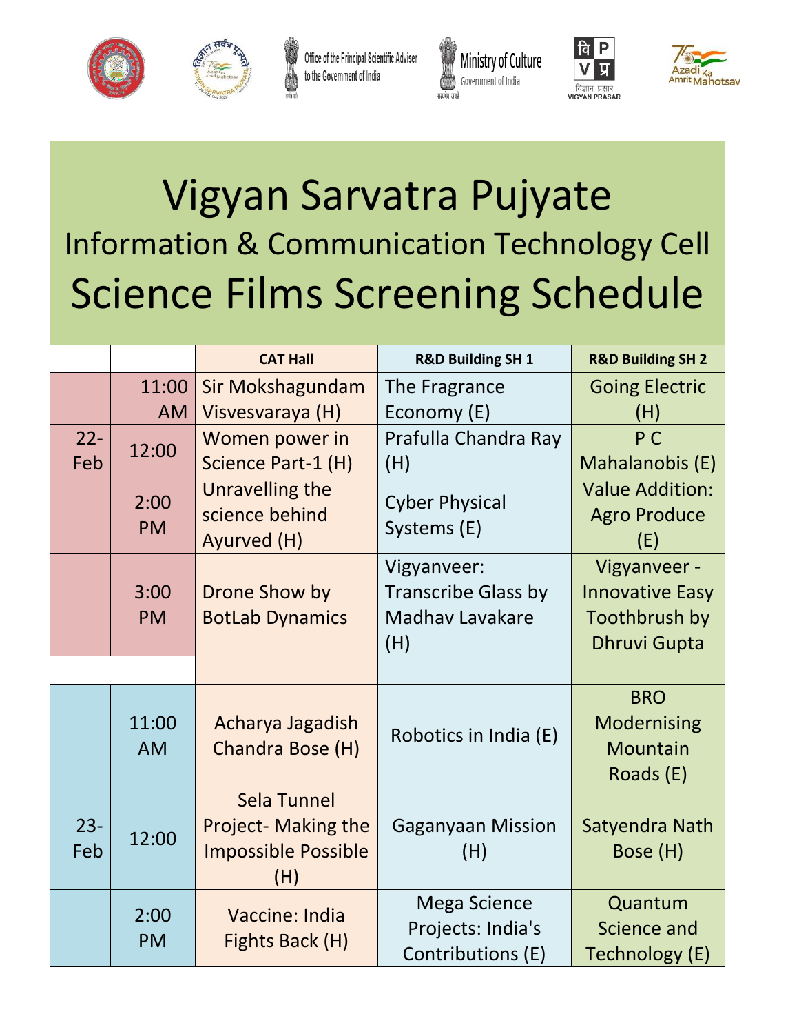# Vigyan Sarvatra Pujyate

## Information & Communication Technology Cell

# Science Films Screening Schedule

| | | CAT Hall | R&D Building SH 1 | R&D Building SH 2 |
|---|---|---|---|---|
| 22-Feb | 11:00 AM | Sir Mokshagundam Visvesvaraya (H) | The Fragrance Economy (E) | Going Electric (H) |
| | 12:00 | Women power in Science Part-1 (H) | Prafulla Chandra Ray (H) | P C Mahalanobis (E) |
| | 2:00 PM | Unravelling the science behind Ayurved (H) | Cyber Physical Systems (E) | Value Addition: Agro Produce (E) |
| | 3:00 PM | Drone Show by BotLab Dynamics | Vigyanveer: Transcribe Glass by Madhav Lavakare (H) | Vigyanveer - Innovative Easy Toothbrush by Dhruvi Gupta |
| | | | | |
| 23-Feb | 11:00 AM | Acharya Jagadish Chandra Bose (H) | Robotics in India (E) | BRO Modernising Mountain Roads (E) |
| | 12:00 | Sela Tunnel Project- Making the Impossible Possible (H) | Gaganyaan Mission (H) | Satyendra Nath Bose (H) |
| | 2:00 PM | Vaccine: India Fights Back (H) | Mega Science Projects: India's Contributions (E) | Quantum Science and Technology (E) |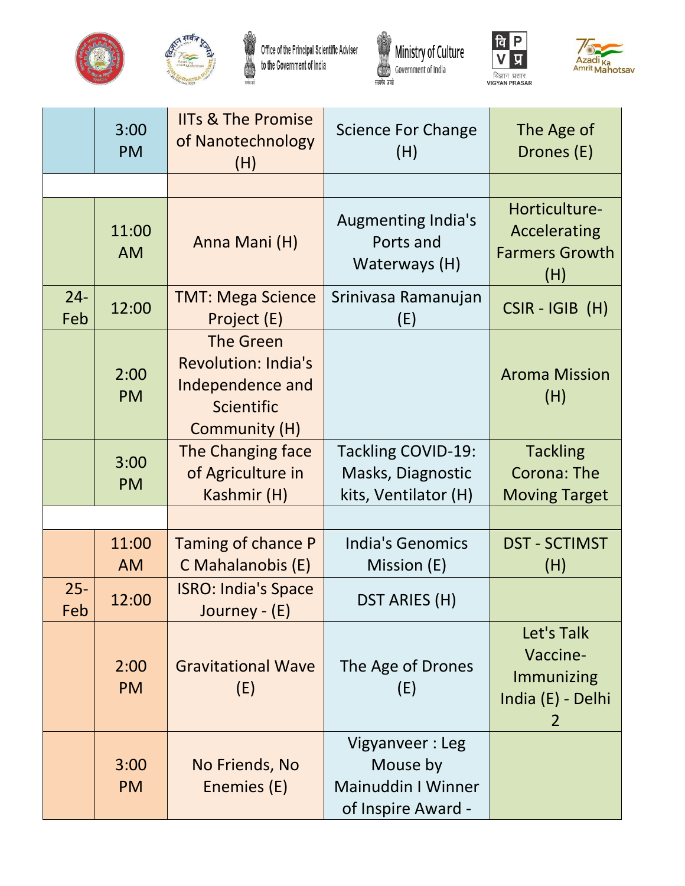| | | | | |
|---|---|---|---|---|
| | 3:00 PM | IITs & The Promise of Nanotechnology (H) | Science For Change (H) | The Age of Drones (E) |
| | | | | |
| | 11:00 AM | Anna Mani (H) | Augmenting India's Ports and Waterways (H) | Horticulture-Accelerating Farmers Growth (H) |
| 24-Feb | 12:00 | TMT: Mega Science Project (E) | Srinivasa Ramanujan (E) | CSIR - IGIB (H) |
| | 2:00 PM | The Green Revolution: India's Independence and Scientific Community (H) | | Aroma Mission (H) |
| | 3:00 PM | The Changing face of Agriculture in Kashmir (H) | Tackling COVID-19: Masks, Diagnostic kits, Ventilator (H) | Tackling Corona: The Moving Target |
| | | | | |
| | 11:00 AM | Taming of chance P C Mahalanobis (E) | India's Genomics Mission (E) | DST - SCTIMST (H) |
| 25-Feb | 12:00 | ISRO: India's Space Journey - (E) | DST ARIES (H) | |
| | 2:00 PM | Gravitational Wave (E) | The Age of Drones (E) | Let's Talk Vaccine-Immunizing India (E) - Delhi 2 |
| | 3:00 PM | No Friends, No Enemies (E) | Vigyanveer : Leg Mouse by Mainuddin I Winner of Inspire Award - | |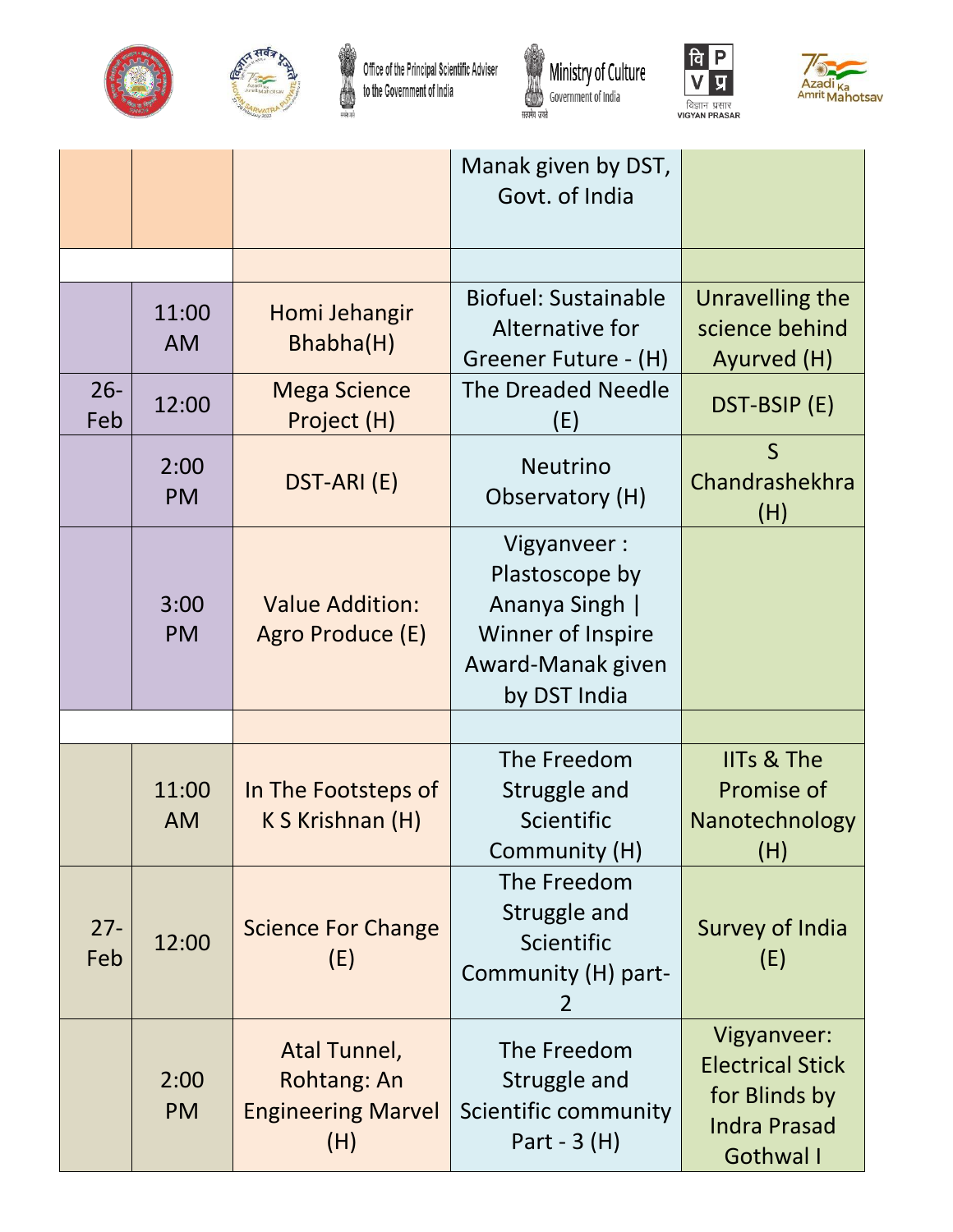| | | | | |
|---|---|---|---|---|
| | | | Manak given by DST, Govt. of India | |
| | | | | |
| | 11:00 AM | Homi Jehangir Bhabha(H) | Biofuel: Sustainable Alternative for Greener Future - (H) | Unravelling the science behind Ayurved (H) |
| 26-Feb | 12:00 | Mega Science Project (H) | The Dreaded Needle (E) | DST-BSIP (E) |
| | 2:00 PM | DST-ARI (E) | Neutrino Observatory (H) | S Chandrashekhra (H) |
| | 3:00 PM | Value Addition: Agro Produce (E) | Vigyanveer : Plastoscope by Ananya Singh \| Winner of Inspire Award-Manak given by DST India | |
| | | | | |
| | 11:00 AM | In The Footsteps of K S Krishnan (H) | The Freedom Struggle and Scientific Community (H) | IITs & The Promise of Nanotechnology (H) |
| 27-Feb | 12:00 | Science For Change (E) | The Freedom Struggle and Scientific Community (H) part-2 | Survey of India (E) |
| | 2:00 PM | Atal Tunnel, Rohtang: An Engineering Marvel (H) | The Freedom Struggle and Scientific community Part - 3 (H) | Vigyanveer: Electrical Stick for Blinds by Indra Prasad Gothwal I |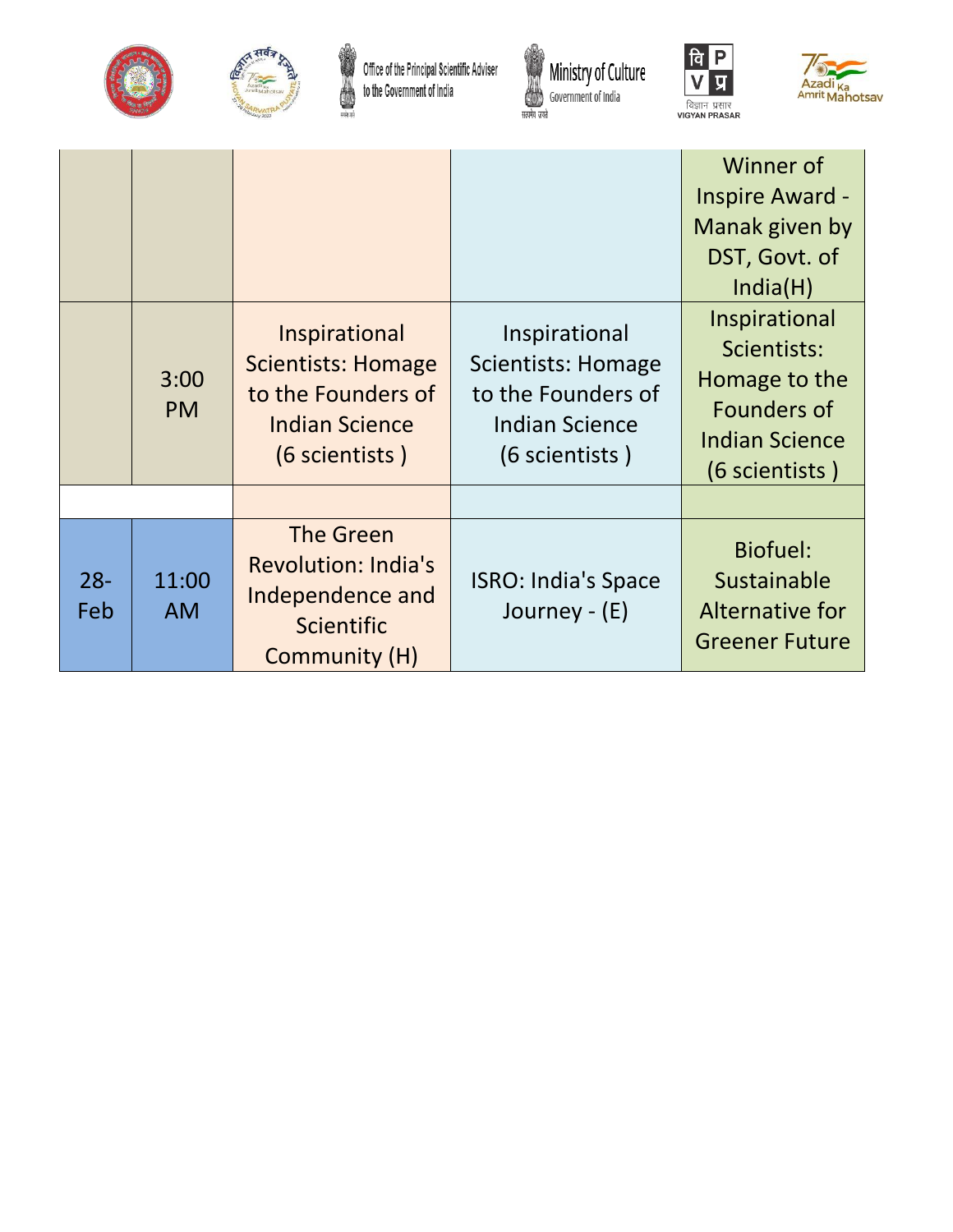| | | | | |
|---|---|---|---|---|
| | | | | Winner of Inspire Award - Manak given by DST, Govt. of India(H) |
| | 3:00 PM | Inspirational Scientists: Homage to the Founders of Indian Science (6 scientists ) | Inspirational Scientists: Homage to the Founders of Indian Science (6 scientists ) | Inspirational Scientists: Homage to the Founders of Indian Science (6 scientists ) |
| | | | | |
| 28-Feb | 11:00 AM | The Green Revolution: India's Independence and Scientific Community (H) | ISRO: India's Space Journey - (E) | Biofuel: Sustainable Alternative for Greener Future |